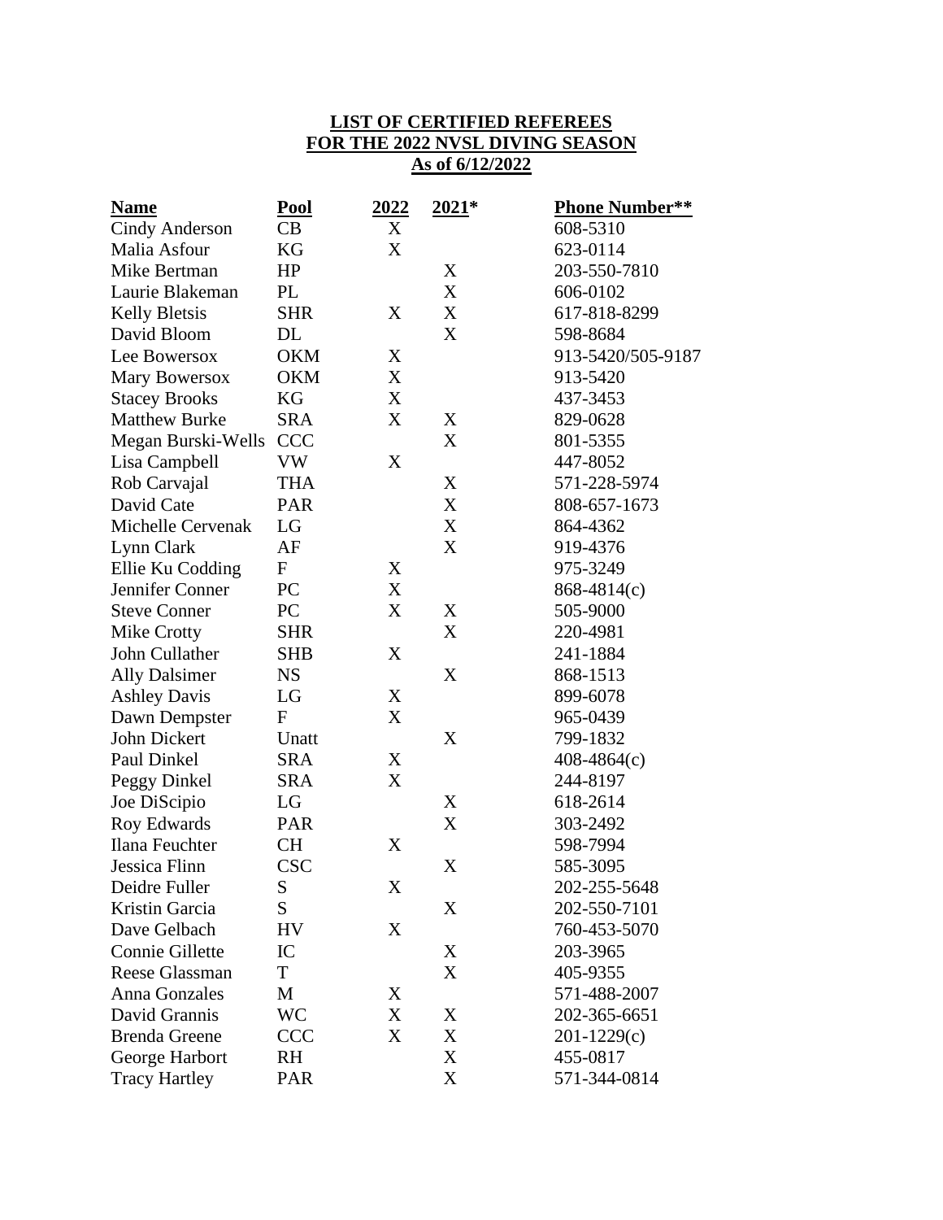**LIST OF CERTIFIED REFEREES**
**FOR THE 2022 NVSL DIVING SEASON**
**As of 6/12/2022**

| Name | Pool | 2022 | 2021* | Phone Number** |
|---|---|---|---|---|
| Cindy Anderson | CB | X | | 608-5310 |
| Malia Asfour | KG | X | | 623-0114 |
| Mike Bertman | HP | | X | 203-550-7810 |
| Laurie Blakeman | PL | | X | 606-0102 |
| Kelly Bletsis | SHR | X | X | 617-818-8299 |
| David Bloom | DL | | X | 598-8684 |
| Lee Bowersox | OKM | X | | 913-5420/505-9187 |
| Mary Bowersox | OKM | X | | 913-5420 |
| Stacey Brooks | KG | X | | 437-3453 |
| Matthew Burke | SRA | X | X | 829-0628 |
| Megan Burski-Wells | CCC | | X | 801-5355 |
| Lisa Campbell | VW | X | | 447-8052 |
| Rob Carvajal | THA | | X | 571-228-5974 |
| David Cate | PAR | | X | 808-657-1673 |
| Michelle Cervenak | LG | | X | 864-4362 |
| Lynn Clark | AF | | X | 919-4376 |
| Ellie Ku Codding | F | X | | 975-3249 |
| Jennifer Conner | PC | X | | 868-4814(c) |
| Steve Conner | PC | X | X | 505-9000 |
| Mike Crotty | SHR | | X | 220-4981 |
| John Cullather | SHB | X | | 241-1884 |
| Ally Dalsimer | NS | | X | 868-1513 |
| Ashley Davis | LG | X | | 899-6078 |
| Dawn Dempster | F | X | | 965-0439 |
| John Dickert | Unatt | | X | 799-1832 |
| Paul Dinkel | SRA | X | | 408-4864(c) |
| Peggy Dinkel | SRA | X | | 244-8197 |
| Joe DiScipio | LG | | X | 618-2614 |
| Roy Edwards | PAR | | X | 303-2492 |
| Ilana Feuchter | CH | X | | 598-7994 |
| Jessica Flinn | CSC | | X | 585-3095 |
| Deidre Fuller | S | X | | 202-255-5648 |
| Kristin Garcia | S | | X | 202-550-7101 |
| Dave Gelbach | HV | X | | 760-453-5070 |
| Connie Gillette | IC | | X | 203-3965 |
| Reese Glassman | T | | X | 405-9355 |
| Anna Gonzales | M | X | | 571-488-2007 |
| David Grannis | WC | X | X | 202-365-6651 |
| Brenda Greene | CCC | X | X | 201-1229(c) |
| George Harbort | RH | | X | 455-0817 |
| Tracy Hartley | PAR | | X | 571-344-0814 |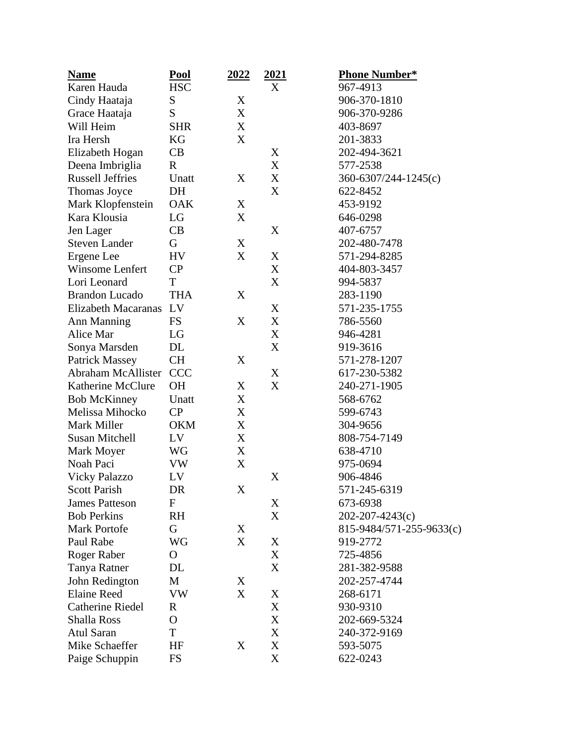| Name | Pool | 2022 | 2021 | Phone Number* |
|---|---|---|---|---|
| Karen Hauda | HSC | | X | 967-4913 |
| Cindy Haataja | S | X | | 906-370-1810 |
| Grace Haataja | S | X | | 906-370-9286 |
| Will Heim | SHR | X | | 403-8697 |
| Ira Hersh | KG | X | | 201-3833 |
| Elizabeth Hogan | CB | | X | 202-494-3621 |
| Deena Imbriglia | R | | X | 577-2538 |
| Russell Jeffries | Unatt | X | X | 360-6307/244-1245(c) |
| Thomas Joyce | DH | | X | 622-8452 |
| Mark Klopfenstein | OAK | X | | 453-9192 |
| Kara Klousia | LG | X | | 646-0298 |
| Jen Lager | CB | | X | 407-6757 |
| Steven Lander | G | X | | 202-480-7478 |
| Ergene Lee | HV | X | X | 571-294-8285 |
| Winsome Lenfert | CP | | X | 404-803-3457 |
| Lori Leonard | T | | X | 994-5837 |
| Brandon Lucado | THA | X | | 283-1190 |
| Elizabeth Macaranas | LV | | X | 571-235-1755 |
| Ann Manning | FS | X | X | 786-5560 |
| Alice Mar | LG | | X | 946-4281 |
| Sonya Marsden | DL | | X | 919-3616 |
| Patrick Massey | CH | X | | 571-278-1207 |
| Abraham McAllister | CCC | | X | 617-230-5382 |
| Katherine McClure | OH | X | X | 240-271-1905 |
| Bob McKinney | Unatt | X | | 568-6762 |
| Melissa Mihocko | CP | X | | 599-6743 |
| Mark Miller | OKM | X | | 304-9656 |
| Susan Mitchell | LV | X | | 808-754-7149 |
| Mark Moyer | WG | X | | 638-4710 |
| Noah Paci | VW | X | | 975-0694 |
| Vicky Palazzo | LV | | X | 906-4846 |
| Scott Parish | DR | X | | 571-245-6319 |
| James Patteson | F | | X | 673-6938 |
| Bob Perkins | RH | | X | 202-207-4243(c) |
| Mark Portofe | G | X | | 815-9484/571-255-9633(c) |
| Paul Rabe | WG | X | X | 919-2772 |
| Roger Raber | O | | X | 725-4856 |
| Tanya Ratner | DL | | X | 281-382-9588 |
| John Redington | M | X | | 202-257-4744 |
| Elaine Reed | VW | X | X | 268-6171 |
| Catherine Riedel | R | | X | 930-9310 |
| Shalla Ross | O | | X | 202-669-5324 |
| Atul Saran | T | | X | 240-372-9169 |
| Mike Schaeffer | HF | X | X | 593-5075 |
| Paige Schuppin | FS | | X | 622-0243 |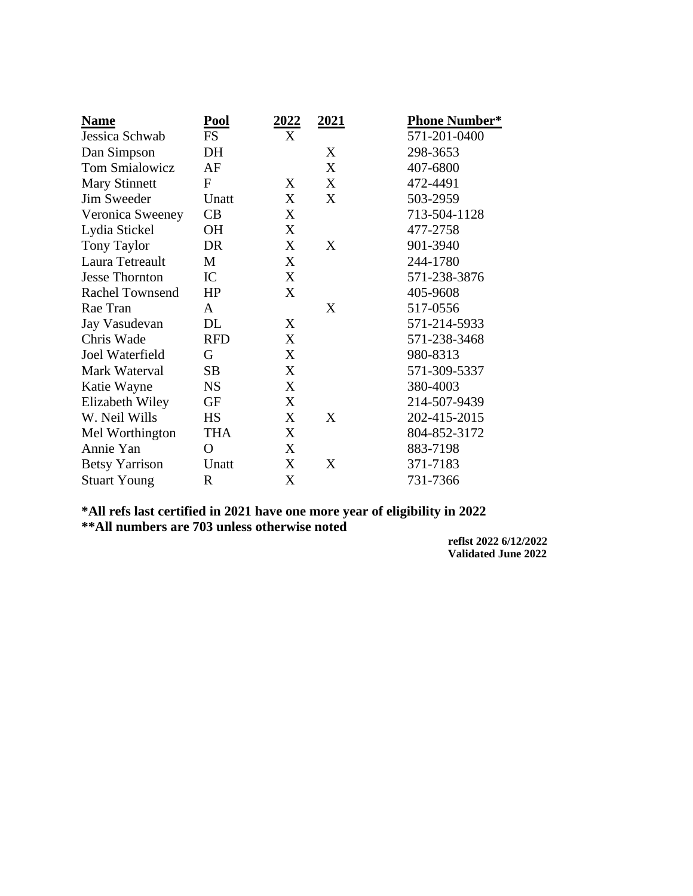| Name | Pool | 2022 | 2021 | Phone Number* |
|---|---|---|---|---|
| Jessica Schwab | FS | X | | 571-201-0400 |
| Dan Simpson | DH | | X | 298-3653 |
| Tom Smialowicz | AF | | X | 407-6800 |
| Mary Stinnett | F | X | X | 472-4491 |
| Jim Sweeder | Unatt | X | X | 503-2959 |
| Veronica Sweeney | CB | X | | 713-504-1128 |
| Lydia Stickel | OH | X | | 477-2758 |
| Tony Taylor | DR | X | X | 901-3940 |
| Laura Tetreault | M | X | | 244-1780 |
| Jesse Thornton | IC | X | | 571-238-3876 |
| Rachel Townsend | HP | X | | 405-9608 |
| Rae Tran | A | | X | 517-0556 |
| Jay Vasudevan | DL | X | | 571-214-5933 |
| Chris Wade | RFD | X | | 571-238-3468 |
| Joel Waterfield | G | X | | 980-8313 |
| Mark Waterval | SB | X | | 571-309-5337 |
| Katie Wayne | NS | X | | 380-4003 |
| Elizabeth Wiley | GF | X | | 214-507-9439 |
| W. Neil Wills | HS | X | X | 202-415-2015 |
| Mel Worthington | THA | X | | 804-852-3172 |
| Annie Yan | O | X | | 883-7198 |
| Betsy Yarrison | Unatt | X | X | 371-7183 |
| Stuart Young | R | X | | 731-7366 |

**\*All refs last certified in 2021 have one more year of eligibility in 2022**
**\*\*All numbers are 703 unless otherwise noted**

**reflst 2022 6/12/2022**
**Validated June 2022**